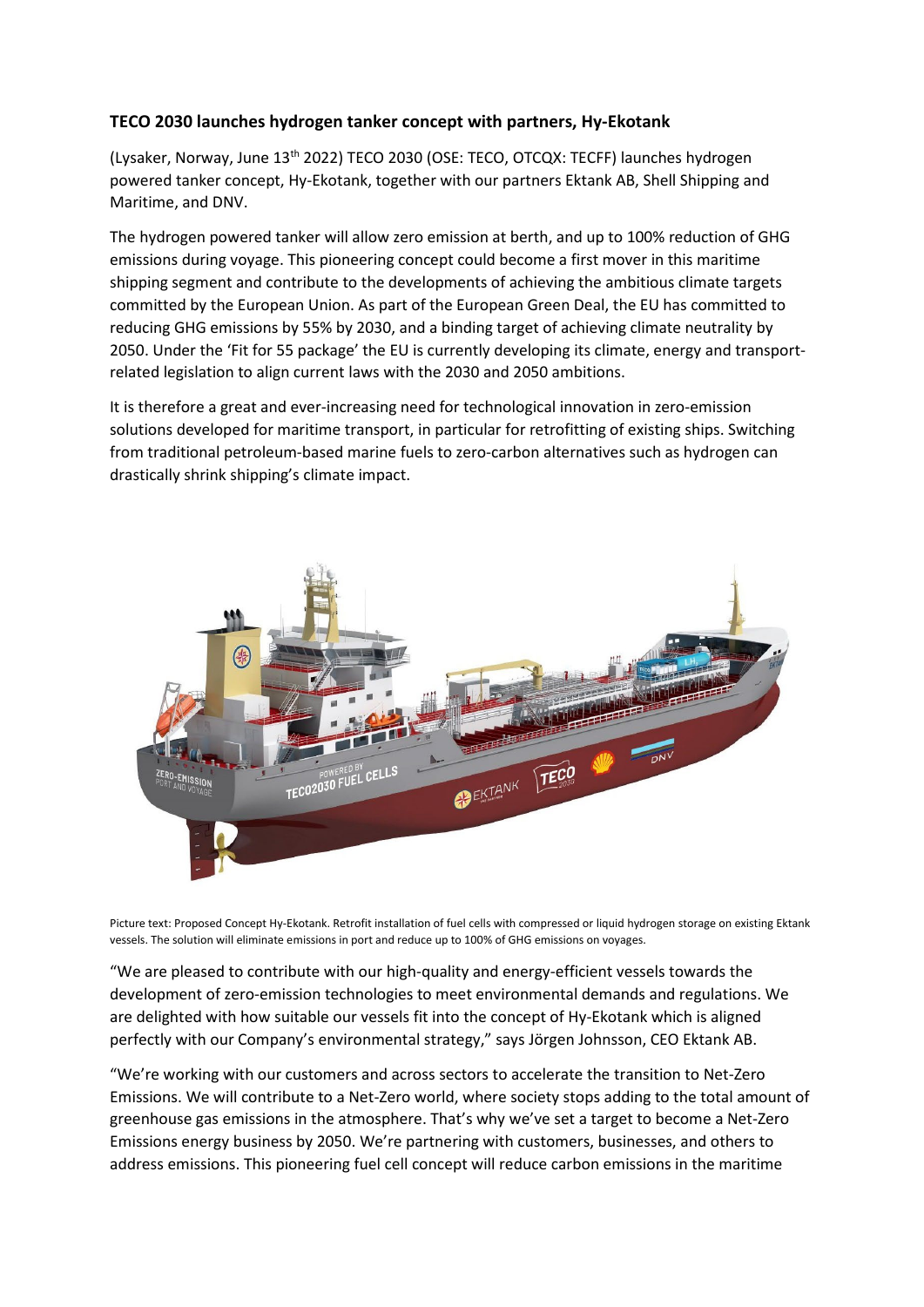**TECO 2030 launches hydrogen tanker concept with partners, Hy-Ekotank**

(Lysaker, Norway, June 13th 2022) TECO 2030 (OSE: TECO, OTCQX: TECFF) launches hydrogen powered tanker concept, Hy-Ekotank, together with our partners Ektank AB, Shell Shipping and Maritime, and DNV.

The hydrogen powered tanker will allow zero emission at berth, and up to 100% reduction of GHG emissions during voyage. This pioneering concept could become a first mover in this maritime shipping segment and contribute to the developments of achieving the ambitious climate targets committed by the European Union. As part of the European Green Deal, the EU has committed to reducing GHG emissions by 55% by 2030, and a binding target of achieving climate neutrality by 2050. Under the 'Fit for 55 package' the EU is currently developing its climate, energy and transport-related legislation to align current laws with the 2030 and 2050 ambitions.

It is therefore a great and ever-increasing need for technological innovation in zero-emission solutions developed for maritime transport, in particular for retrofitting of existing ships. Switching from traditional petroleum-based marine fuels to zero-carbon alternatives such as hydrogen can drastically shrink shipping's climate impact.

Picture text: Proposed Concept Hy-Ekotank. Retrofit installation of fuel cells with compressed or liquid hydrogen storage on existing Ektank vessels. The solution will eliminate emissions in port and reduce up to 100% of GHG emissions on voyages.

"We are pleased to contribute with our high-quality and energy-efficient vessels towards the development of zero-emission technologies to meet environmental demands and regulations. We are delighted with how suitable our vessels fit into the concept of Hy-Ekotank which is aligned perfectly with our Company's environmental strategy," says Jörgen Johnsson, CEO Ektank AB.

"We're working with our customers and across sectors to accelerate the transition to Net-Zero Emissions. We will contribute to a Net-Zero world, where society stops adding to the total amount of greenhouse gas emissions in the atmosphere. That's why we've set a target to become a Net-Zero Emissions energy business by 2050. We're partnering with customers, businesses, and others to address emissions. This pioneering fuel cell concept will reduce carbon emissions in the maritime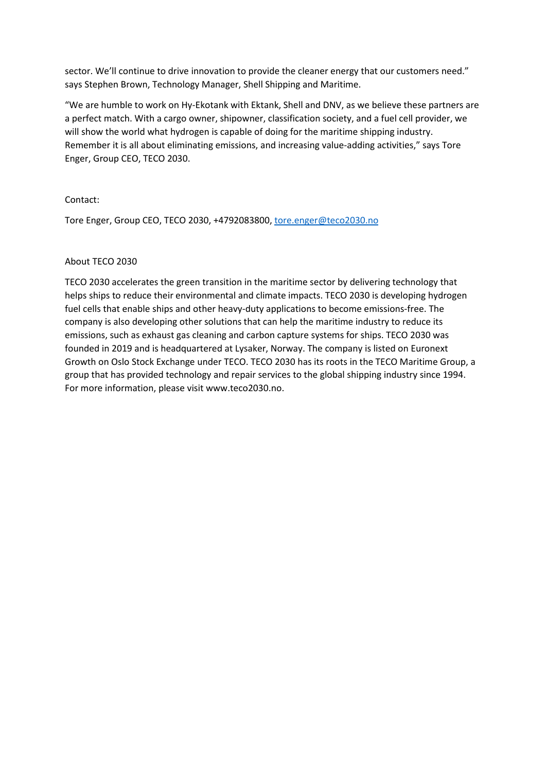sector. We'll continue to drive innovation to provide the cleaner energy that our customers need." says Stephen Brown, Technology Manager, Shell Shipping and Maritime.

"We are humble to work on Hy-Ekotank with Ektank, Shell and DNV, as we believe these partners are a perfect match. With a cargo owner, shipowner, classification society, and a fuel cell provider, we will show the world what hydrogen is capable of doing for the maritime shipping industry. Remember it is all about eliminating emissions, and increasing value-adding activities," says Tore Enger, Group CEO, TECO 2030.

Contact:

Tore Enger, Group CEO, TECO 2030, +4792083800, tore.enger@teco2030.no

About TECO 2030

TECO 2030 accelerates the green transition in the maritime sector by delivering technology that helps ships to reduce their environmental and climate impacts. TECO 2030 is developing hydrogen fuel cells that enable ships and other heavy-duty applications to become emissions-free. The company is also developing other solutions that can help the maritime industry to reduce its emissions, such as exhaust gas cleaning and carbon capture systems for ships. TECO 2030 was founded in 2019 and is headquartered at Lysaker, Norway. The company is listed on Euronext Growth on Oslo Stock Exchange under TECO. TECO 2030 has its roots in the TECO Maritime Group, a group that has provided technology and repair services to the global shipping industry since 1994. For more information, please visit www.teco2030.no.